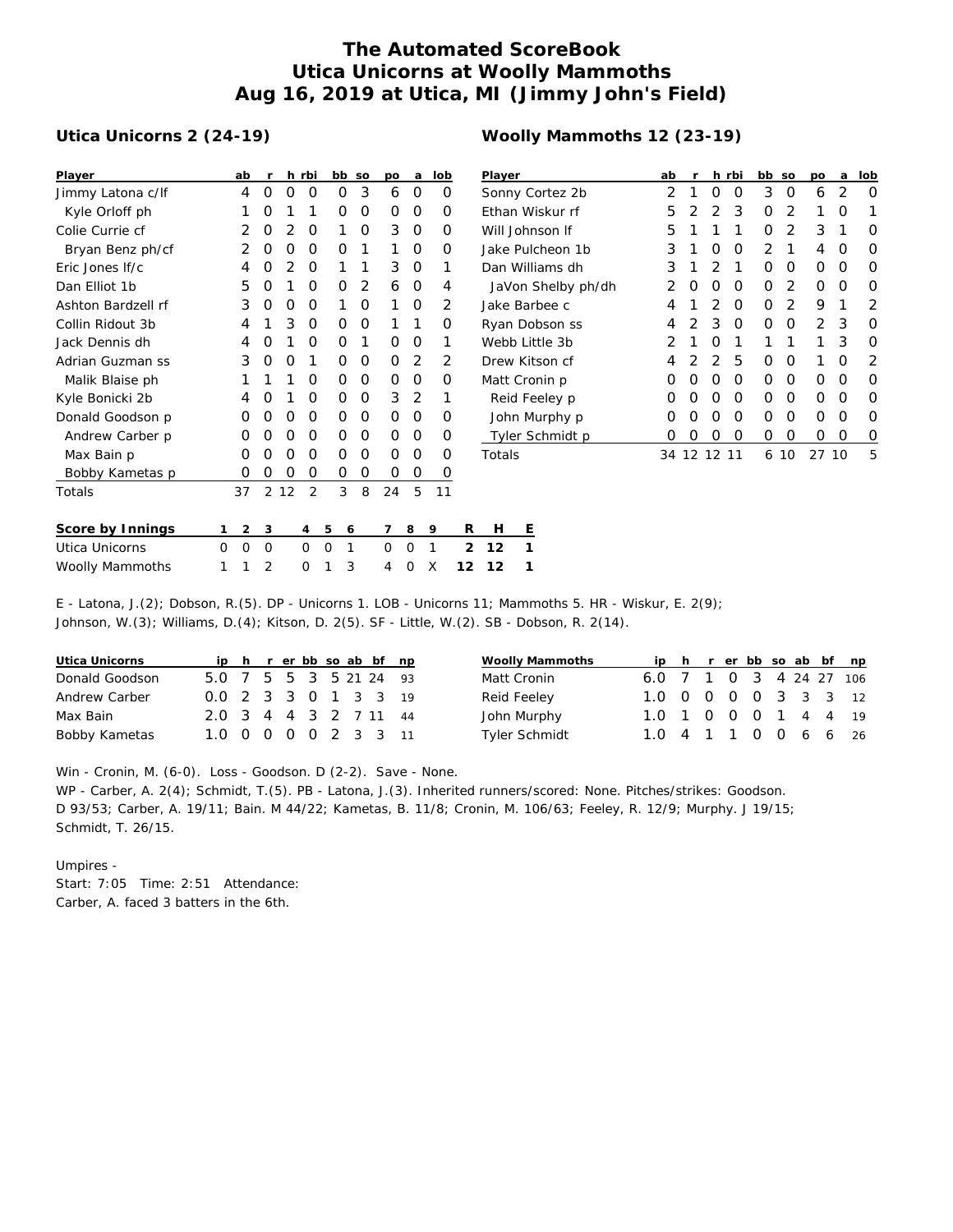# The Automated ScoreBook
## Utica Unicorns at Woolly Mammoths
## Aug 16, 2019 at Utica, MI (Jimmy John's Field)

### Utica Unicorns 2 (24-19)

| Player | ab | r | h | rbi | bb | so | po | a | lob |
|---|---|---|---|---|---|---|---|---|---|
| Jimmy Latona c/lf | 4 | 0 | 0 | 0 | 0 | 3 | 6 | 0 | 0 |
| Kyle Orloff ph | 1 | 0 | 1 | 1 | 0 | 0 | 0 | 0 | 0 |
| Colie Currie cf | 2 | 0 | 2 | 0 | 1 | 0 | 3 | 0 | 0 |
| Bryan Benz ph/cf | 2 | 0 | 0 | 0 | 0 | 1 | 1 | 0 | 0 |
| Eric Jones lf/c | 4 | 0 | 2 | 0 | 1 | 1 | 3 | 0 | 1 |
| Dan Elliot 1b | 5 | 0 | 1 | 0 | 0 | 2 | 6 | 0 | 4 |
| Ashton Bardzell rf | 3 | 0 | 0 | 0 | 1 | 0 | 1 | 0 | 2 |
| Collin Ridout 3b | 4 | 1 | 3 | 0 | 0 | 0 | 1 | 1 | 0 |
| Jack Dennis dh | 4 | 0 | 1 | 0 | 0 | 1 | 0 | 0 | 1 |
| Adrian Guzman ss | 3 | 0 | 0 | 1 | 0 | 0 | 0 | 2 | 2 |
| Malik Blaise ph | 1 | 1 | 1 | 0 | 0 | 0 | 0 | 0 | 0 |
| Kyle Bonicki 2b | 4 | 0 | 1 | 0 | 0 | 0 | 3 | 2 | 1 |
| Donald Goodson p | 0 | 0 | 0 | 0 | 0 | 0 | 0 | 0 | 0 |
| Andrew Carber p | 0 | 0 | 0 | 0 | 0 | 0 | 0 | 0 | 0 |
| Max Bain p | 0 | 0 | 0 | 0 | 0 | 0 | 0 | 0 | 0 |
| Bobby Kametas p | 0 | 0 | 0 | 0 | 0 | 0 | 0 | 0 | 0 |
| Totals | 37 | 2 | 12 | 2 | 3 | 8 | 24 | 5 | 11 |

### Woolly Mammoths 12 (23-19)

| Player | ab | r | h | rbi | bb | so | po | a | lob |
|---|---|---|---|---|---|---|---|---|---|
| Sonny Cortez 2b | 2 | 1 | 0 | 0 | 3 | 0 | 6 | 2 | 0 |
| Ethan Wiskur rf | 5 | 2 | 2 | 3 | 0 | 2 | 1 | 0 | 1 |
| Will Johnson lf | 5 | 1 | 1 | 1 | 0 | 2 | 3 | 1 | 0 |
| Jake Pulcheon 1b | 3 | 1 | 0 | 0 | 2 | 1 | 4 | 0 | 0 |
| Dan Williams dh | 3 | 1 | 2 | 1 | 0 | 0 | 0 | 0 | 0 |
| JaVon Shelby ph/dh | 2 | 0 | 0 | 0 | 0 | 2 | 0 | 0 | 0 |
| Jake Barbee c | 4 | 1 | 2 | 0 | 0 | 2 | 9 | 1 | 2 |
| Ryan Dobson ss | 4 | 2 | 3 | 0 | 0 | 0 | 2 | 3 | 0 |
| Webb Little 3b | 2 | 1 | 0 | 1 | 1 | 1 | 1 | 3 | 0 |
| Drew Kitson cf | 4 | 2 | 2 | 5 | 0 | 0 | 1 | 0 | 2 |
| Matt Cronin p | 0 | 0 | 0 | 0 | 0 | 0 | 0 | 0 | 0 |
| Reid Feeley p | 0 | 0 | 0 | 0 | 0 | 0 | 0 | 0 | 0 |
| John Murphy p | 0 | 0 | 0 | 0 | 0 | 0 | 0 | 0 | 0 |
| Tyler Schmidt p | 0 | 0 | 0 | 0 | 0 | 0 | 0 | 0 | 0 |
| Totals | 34 | 12 | 12 | 11 | 6 | 10 | 27 | 10 | 5 |

| Score by Innings | 1 | 2 | 3 | 4 | 5 | 6 | 7 | 8 | 9 | R | H | E |
|---|---|---|---|---|---|---|---|---|---|---|---|---|
| Utica Unicorns | 0 | 0 | 0 | 0 | 0 | 1 | 0 | 0 | 1 | 2 | 12 | 1 |
| Woolly Mammoths | 1 | 1 | 2 | 0 | 1 | 3 | 4 | 0 | X | 12 | 12 | 1 |

E - Latona, J.(2); Dobson, R.(5). DP - Unicorns 1. LOB - Unicorns 11; Mammoths 5. HR - Wiskur, E. 2(9); Johnson, W.(3); Williams, D.(4); Kitson, D. 2(5). SF - Little, W.(2). SB - Dobson, R. 2(14).

| Utica Unicorns | ip | h | r | er | bb | so | ab | bf | np |
|---|---|---|---|---|---|---|---|---|---|
| Donald Goodson | 5.0 | 7 | 5 | 5 | 3 | 5 | 21 | 24 | 93 |
| Andrew Carber | 0.0 | 2 | 3 | 3 | 0 | 1 | 3 | 3 | 19 |
| Max Bain | 2.0 | 3 | 4 | 4 | 3 | 2 | 7 | 11 | 44 |
| Bobby Kametas | 1.0 | 0 | 0 | 0 | 0 | 2 | 3 | 3 | 11 |

| Woolly Mammoths | ip | h | r | er | bb | so | ab | bf | np |
|---|---|---|---|---|---|---|---|---|---|
| Matt Cronin | 6.0 | 7 | 1 | 0 | 3 | 4 | 24 | 27 | 106 |
| Reid Feeley | 1.0 | 0 | 0 | 0 | 0 | 3 | 3 | 3 | 12 |
| John Murphy | 1.0 | 1 | 0 | 0 | 0 | 1 | 4 | 4 | 19 |
| Tyler Schmidt | 1.0 | 4 | 1 | 1 | 0 | 0 | 6 | 6 | 26 |

Win - Cronin, M. (6-0). Loss - Goodson. D (2-2). Save - None.
WP - Carber, A. 2(4); Schmidt, T.(5). PB - Latona, J.(3). Inherited runners/scored: None. Pitches/strikes: Goodson. D 93/53; Carber, A. 19/11; Bain. M 44/22; Kametas, B. 11/8; Cronin, M. 106/63; Feeley, R. 12/9; Murphy. J 19/15; Schmidt, T. 26/15.

Umpires -
Start: 7:05 Time: 2:51 Attendance:
Carber, A. faced 3 batters in the 6th.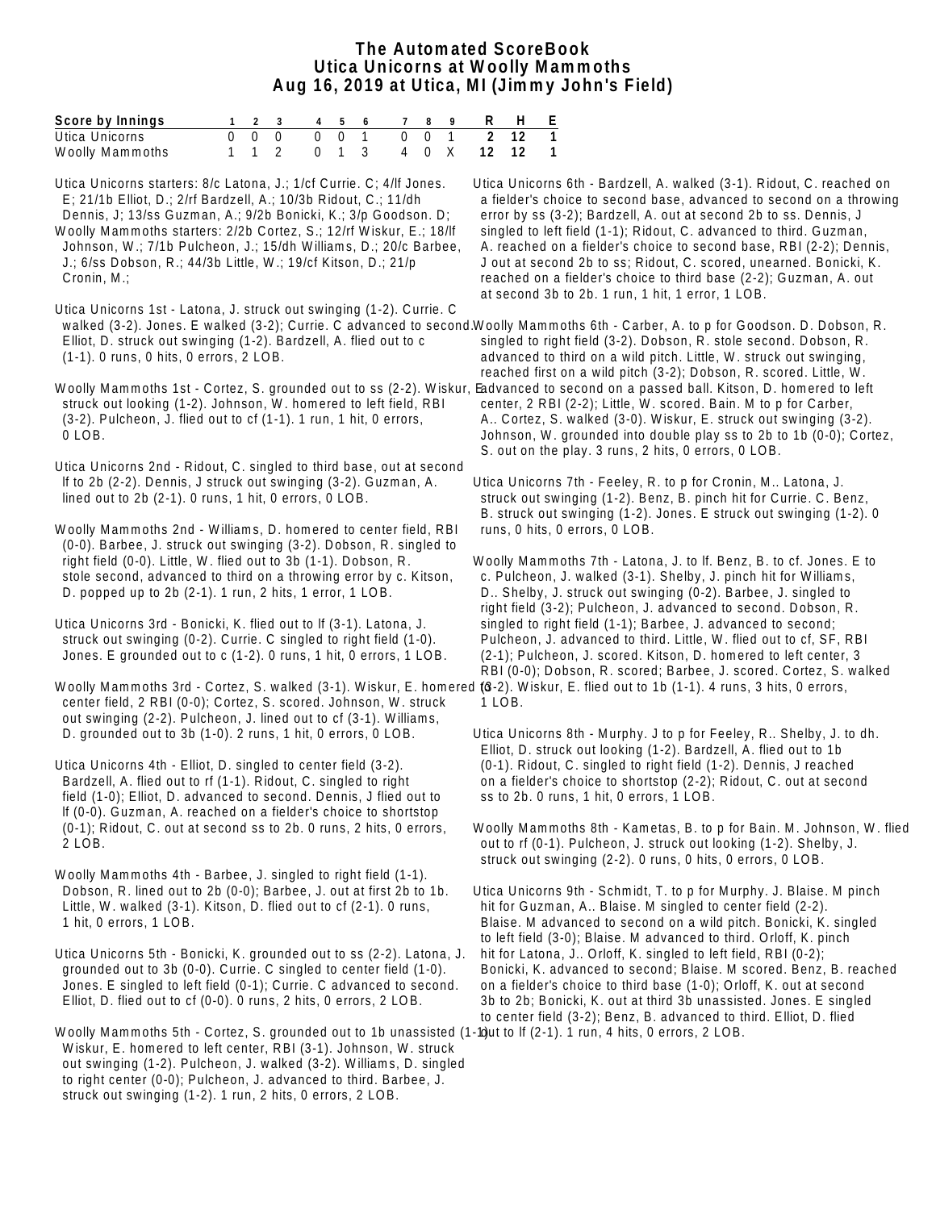# The Automated ScoreBook
## Utica Unicorns at Woolly Mammoths
## Aug 16, 2019 at Utica, MI (Jimmy John's Field)

| Score by Innings | 1 | 2 | 3 | 4 | 5 | 6 | 7 | 8 | 9 | R | H | E |
|---|---|---|---|---|---|---|---|---|---|---|---|---|
| Utica Unicorns | 0 | 0 | 0 | 0 | 0 | 1 | 0 | 0 | 1 | 2 | 12 | 1 |
| Woolly Mammoths | 1 | 1 | 2 | 0 | 1 | 3 | 4 | 0 | X | 12 | 12 | 1 |

Utica Unicorns starters: 8/c Latona, J.; 1/cf Currie. C; 4/lf Jones. E; 21/1b Elliot, D.; 2/rf Bardzell, A.; 10/3b Ridout, C.; 11/dh Dennis, J; 13/ss Guzman, A.; 9/2b Bonicki, K.; 3/p Goodson. D;
Woolly Mammoths starters: 2/2b Cortez, S.; 12/rf Wiskur, E.; 18/lf Johnson, W.; 7/1b Pulcheon, J.; 15/dh Williams, D.; 20/c Barbee, J.; 6/ss Dobson, R.; 44/3b Little, W.; 19/cf Kitson, D.; 21/p Cronin, M.;

Utica Unicorns 1st - Latona, J. struck out swinging (1-2). Currie. C walked (3-2). Jones. E walked (3-2); Currie. C advanced to second. Elliot, D. struck out swinging (1-2). Bardzell, A. flied out to c (1-1). 0 runs, 0 hits, 0 errors, 2 LOB.

Woolly Mammoths 1st - Cortez, S. grounded out to ss (2-2). Wiskur, E. struck out looking (1-2). Johnson, W. homered to left field, RBI (3-2). Pulcheon, J. flied out to cf (1-1). 1 run, 1 hit, 0 errors, 0 LOB.

Utica Unicorns 2nd - Ridout, C. singled to third base, out at second lf to 2b (2-2). Dennis, J struck out swinging (3-2). Guzman, A. lined out to 2b (2-1). 0 runs, 1 hit, 0 errors, 0 LOB.

Woolly Mammoths 2nd - Williams, D. homered to center field, RBI (0-0). Barbee, J. struck out swinging (3-2). Dobson, R. singled to right field (0-0). Little, W. flied out to 3b (1-1). Dobson, R. stole second, advanced to third on a throwing error by c. Kitson, D. popped up to 2b (2-1). 1 run, 2 hits, 1 error, 1 LOB.

Utica Unicorns 3rd - Bonicki, K. flied out to lf (3-1). Latona, J. struck out swinging (0-2). Currie. C singled to right field (1-0). Jones. E grounded out to c (1-2). 0 runs, 1 hit, 0 errors, 1 LOB.

Woolly Mammoths 3rd - Cortez, S. walked (3-1). Wiskur, E. homered to center field, 2 RBI (0-0); Cortez, S. scored. Johnson, W. struck out swinging (2-2). Pulcheon, J. lined out to cf (3-1). Williams, D. grounded out to 3b (1-0). 2 runs, 1 hit, 0 errors, 0 LOB.

Utica Unicorns 4th - Elliot, D. singled to center field (3-2). Bardzell, A. flied out to rf (1-1). Ridout, C. singled to right field (1-0); Elliot, D. advanced to second. Dennis, J flied out to lf (0-0). Guzman, A. reached on a fielder's choice to shortstop (0-1); Ridout, C. out at second ss to 2b. 0 runs, 2 hits, 0 errors, 2 LOB.

Woolly Mammoths 4th - Barbee, J. singled to right field (1-1). Dobson, R. lined out to 2b (0-0); Barbee, J. out at first 2b to 1b. Little, W. walked (3-1). Kitson, D. flied out to cf (2-1). 0 runs, 1 hit, 0 errors, 1 LOB.

Utica Unicorns 5th - Bonicki, K. grounded out to ss (2-2). Latona, J. grounded out to 3b (0-0). Currie. C singled to center field (1-0). Jones. E singled to left field (0-1); Currie. C advanced to second. Elliot, D. flied out to cf (0-0). 0 runs, 2 hits, 0 errors, 2 LOB.

Woolly Mammoths 5th - Cortez, S. grounded out to 1b unassisted (1-1). Wiskur, E. homered to left center, RBI (3-1). Johnson, W. struck out swinging (1-2). Pulcheon, J. walked (3-2). Williams, D. singled to right center (0-0); Pulcheon, J. advanced to third. Barbee, J. struck out swinging (1-2). 1 run, 2 hits, 0 errors, 2 LOB.

Utica Unicorns 6th - Bardzell, A. walked (3-1). Ridout, C. reached on a fielder's choice to second base, advanced to second on a throwing error by ss (3-2); Bardzell, A. out at second 2b to ss. Dennis, J singled to left field (1-1); Ridout, C. advanced to third. Guzman, A. reached on a fielder's choice to second base, RBI (2-2); Dennis, J out at second 2b to ss; Ridout, C. scored, unearned. Bonicki, K. reached on a fielder's choice to third base (2-2); Guzman, A. out at second 3b to 2b. 1 run, 1 hit, 1 error, 1 LOB.

Woolly Mammoths 6th - Carber, A. to p for Goodson. D. Dobson, R. singled to right field (3-2). Dobson, R. stole second. Dobson, R. advanced to third on a wild pitch. Little, W. struck out swinging, reached first on a wild pitch (3-2); Dobson, R. scored. Little, W. advanced to second on a passed ball. Kitson, D. homered to left center, 2 RBI (2-2); Little, W. scored. Bain. M to p for Carber, A.. Cortez, S. walked (3-0). Wiskur, E. struck out swinging (3-2). Johnson, W. grounded into double play ss to 2b to 1b (0-0); Cortez, S. out on the play. 3 runs, 2 hits, 0 errors, 0 LOB.

Utica Unicorns 7th - Feeley, R. to p for Cronin, M.. Latona, J. struck out swinging (1-2). Benz, B. pinch hit for Currie. C. Benz, B. struck out swinging (1-2). Jones. E struck out swinging (1-2). 0 runs, 0 hits, 0 errors, 0 LOB.

Woolly Mammoths 7th - Latona, J. to lf. Benz, B. to cf. Jones. E to c. Pulcheon, J. walked (3-1). Shelby, J. pinch hit for Williams, D.. Shelby, J. struck out swinging (0-2). Barbee, J. singled to right field (3-2); Pulcheon, J. advanced to second. Dobson, R. singled to right field (1-1); Barbee, J. advanced to second; Pulcheon, J. advanced to third. Little, W. flied out to cf, SF, RBI (2-1); Pulcheon, J. scored. Kitson, D. homered to left center, 3 RBI (0-0); Dobson, R. scored; Barbee, J. scored. Cortez, S. walked (3-2). Wiskur, E. flied out to 1b (1-1). 4 runs, 3 hits, 0 errors, 1 LOB.

Utica Unicorns 8th - Murphy. J to p for Feeley, R.. Shelby, J. to dh. Elliot, D. struck out looking (1-2). Bardzell, A. flied out to 1b (0-1). Ridout, C. singled to right field (1-2). Dennis, J reached on a fielder's choice to shortstop (2-2); Ridout, C. out at second ss to 2b. 0 runs, 1 hit, 0 errors, 1 LOB.

Woolly Mammoths 8th - Kametas, B. to p for Bain. M. Johnson, W. flied out to rf (0-1). Pulcheon, J. struck out looking (1-2). Shelby, J. struck out swinging (2-2). 0 runs, 0 hits, 0 errors, 0 LOB.

Utica Unicorns 9th - Schmidt, T. to p for Murphy. J. Blaise. M pinch hit for Guzman, A.. Blaise. M singled to center field (2-2). Blaise. M advanced to second on a wild pitch. Bonicki, K. singled to left field (3-0); Blaise. M advanced to third. Orloff, K. pinch hit for Latona, J.. Orloff, K. singled to left field, RBI (0-2); Bonicki, K. advanced to second; Blaise. M scored. Benz, B. reached on a fielder's choice to third base (1-0); Orloff, K. out at second 3b to 2b; Bonicki, K. out at third 3b unassisted. Jones. E singled to center field (3-2); Benz, B. advanced to third. Elliot, D. flied out to lf (2-1). 1 run, 4 hits, 0 errors, 2 LOB.